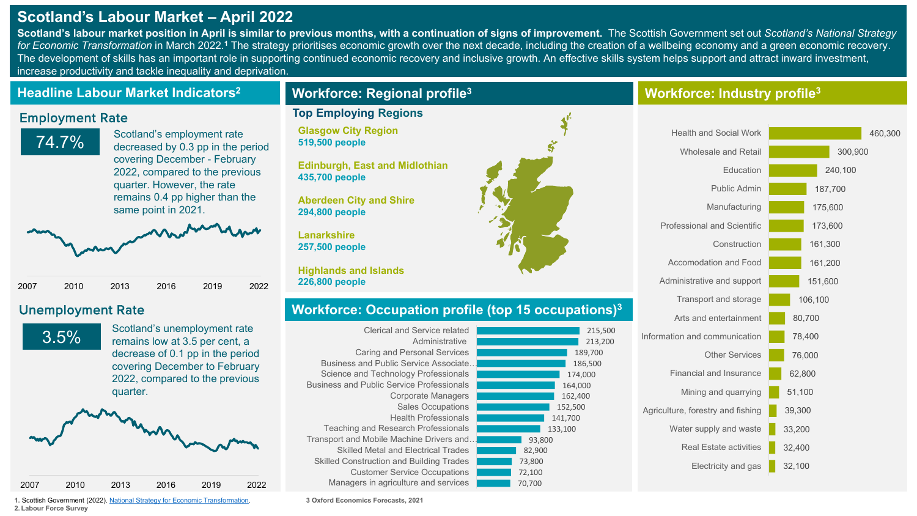# Scotland's Labour Market – April 2022

**Scotland's labour market position in April is similar to previous months, with a continuation of signs of improvement.** The Scottish Government set out *Scotland's National Strategy for Economic Transformation* in March 2022.[1] The strategy prioritises economic growth over the next decade, including the creation of a wellbeing economy and a green economic recovery. The development of skills has an important role in supporting continued economic recovery and inclusive growth. An effective skills system helps support and attract inward investment, increase productivity and tackle inequality and deprivation.

## Headline Labour Market Indicators[2]

### Employment Rate

**74.7%**

Scotland's employment rate decreased by 0.3 pp in the period covering December - February 2022, compared to the previous quarter. However, the rate remains 0.4 pp higher than the same point in 2021.

2007 2010 2013 2016 2019 2022

### Unemployment Rate

**3.5%**

Scotland's unemployment rate remains low at 3.5 per cent, a decrease of 0.1 pp in the period covering December to February 2022, compared to the previous quarter.

2007 2010 2013 2016 2019 2022

## Workforce: Regional profile[3]

### Top Employing Regions

| Region | People |
|---|---|
| Glasgow City Region | 519,500 people |
| Edinburgh, East and Midlothian | 435,700 people |
| Aberdeen City and Shire | 294,800 people |
| Lanarkshire | 257,500 people |
| Highlands and Islands | 226,800 people |

## Workforce: Occupation profile (top 15 occupations)[3]

| Occupation | Workforce |
|---|---|
| Clerical and Service related | 215,500 |
| Administrative | 213,200 |
| Caring and Personal Services | 189,700 |
| Business and Public Service Associate… | 186,500 |
| Science and Technology Professionals | 174,000 |
| Business and Public Service Professionals | 164,000 |
| Corporate Managers | 162,400 |
| Sales Occupations | 152,500 |
| Health Professionals | 141,700 |
| Teaching and Research Professionals | 133,100 |
| Transport and Mobile Machine Drivers and… | 93,800 |
| Skilled Metal and Electrical Trades | 82,900 |
| Skilled Construction and Building Trades | 73,800 |
| Customer Service Occupations | 72,100 |
| Managers in agriculture and services | 70,700 |

## Workforce: Industry profile[3]

| Industry | Workforce |
|---|---|
| Health and Social Work | 460,300 |
| Wholesale and Retail | 300,900 |
| Education | 240,100 |
| Public Admin | 187,700 |
| Manufacturing | 175,600 |
| Professional and Scientific | 173,600 |
| Construction | 161,300 |
| Accomodation and Food | 161,200 |
| Administrative and support | 151,600 |
| Transport and storage | 106,100 |
| Arts and entertainment | 80,700 |
| Information and communication | 78,400 |
| Other Services | 76,000 |
| Financial and Insurance | 62,800 |
| Mining and quarrying | 51,100 |
| Agriculture, forestry and fishing | 39,300 |
| Water supply and waste | 33,200 |
| Real Estate activities | 32,400 |
| Electricity and gas | 32,100 |

1. Scottish Government (2022). National Strategy for Economic Transformation.
2. Labour Force Survey
3. Oxford Economics Forecasts, 2021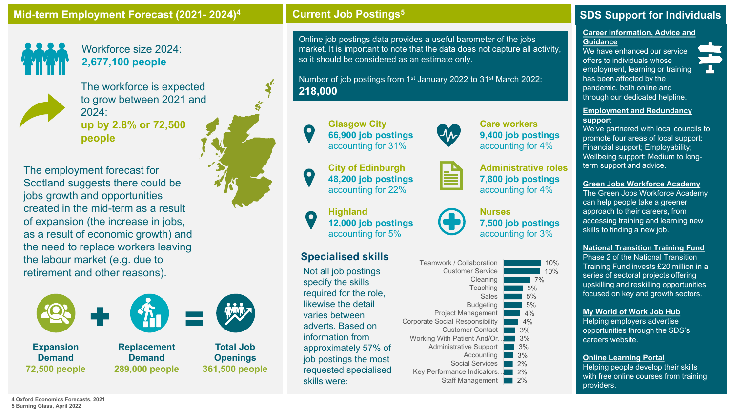## Mid-term Employment Forecast (2021- 2024)[4]

Workforce size 2024:
**2,677,100 people**

The workforce is expected to grow between 2021 and 2024:
**up by 2.8% or 72,500 people**

The employment forecast for Scotland suggests there could be jobs growth and opportunities created in the mid-term as a result of expansion (the increase in jobs, as a result of economic growth) and the need to replace workers leaving the labour market (e.g. due to retirement and other reasons).

**Expansion Demand**
**72,500 people**

+

**Replacement Demand**
**289,000 people**

=

**Total Job Openings**
**361,500 people**

## Current Job Postings[5]

Online job postings data provides a useful barometer of the jobs market. It is important to note that the data does not capture all activity, so it should be considered as an estimate only.

Number of job postings from 1st January 2022 to 31st March 2022:
**218,000**

**Glasgow City**
**66,900 job postings**
accounting for 31%

**City of Edinburgh**
**48,200 job postings**
accounting for 22%

**Highland**
**12,000 job postings**
accounting for 5%

**Care workers**
**9,400 job postings**
accounting for 4%

**Administrative roles**
**7,800 job postings**
accounting for 4%

**Nurses**
**7,500 job postings**
accounting for 3%

### Specialised skills

Not all job postings specify the skills required for the role, likewise the detail varies between adverts. Based on information from approximately 57% of job postings the most requested specialised skills were:

Teamwork / Collaboration 10%
Customer Service 10%
Cleaning 7%
Teaching 5%
Sales 5%
Budgeting 5%
Project Management 4%
Corporate Social Responsibility 4%
Customer Contact 3%
Working With Patient And/Or... 3%
Administrative Support 3%
Accounting 3%
Social Services 2%
Key Performance Indicators... 2%
Staff Management 2%

## SDS Support for Individuals

**Career Information, Advice and Guidance**
We have enhanced our service offers to individuals whose employment, learning or training has been affected by the pandemic, both online and through our dedicated helpline.

**Employment and Redundancy support**
We've partnered with local councils to promote four areas of local support: Financial support; Employability; Wellbeing support; Medium to long-term support and advice.

**Green Jobs Workforce Academy**
The Green Jobs Workforce Academy can help people take a greener approach to their careers, from accessing training and learning new skills to finding a new job.

**National Transition Training Fund**
Phase 2 of the National Transition Training Fund invests £20 million in a series of sectoral projects offering upskilling and reskilling opportunities focused on key and growth sectors.

**My World of Work Job Hub**
Helping employers advertise opportunities through the SDS's careers website.

**Online Learning Portal**
Helping people develop their skills with free online courses from training providers.

4 Oxford Economics Forecasts, 2021
5 Burning Glass, April 2022